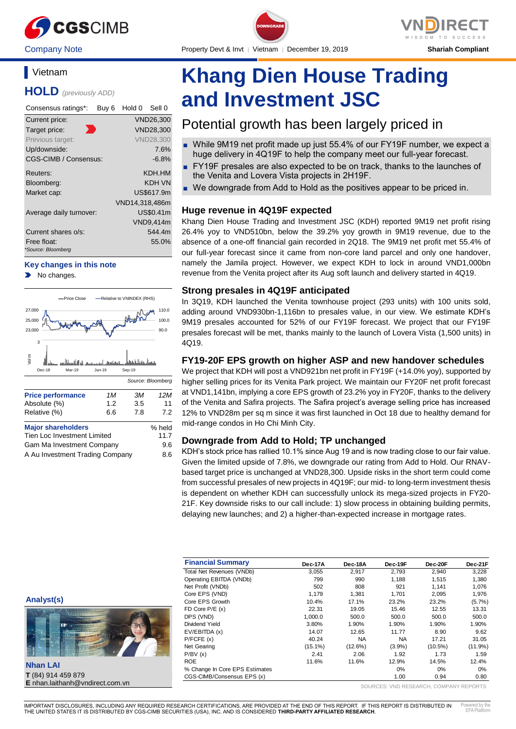CGSCIMB | VNDIRECT

Company Note | Property Devt & Invt | Vietnam | December 19, 2019 | Shariah Compliant

DOWNGRADE

## Vietnam

**HOLD** *(previously ADD)*

| Consensus ratings*: | Buy 6 | Hold 0 | Sell 0 |
|---|---|---|---|

| | |
|---|---|
| Current price: | VND26,300 |
| Target price: | VND28,300 |
| Previous target: | VND28,300 |
| Up/downside: | 7.6% |
| CGS-CIMB / Consensus: | -6.8% |
| Reuters: | KDH.HM |
| Bloomberg: | KDH VN |
| Market cap: | US$617.9m |
| | VND14,318,486m |
| Average daily turnover: | US$0.41m |
| | VND9,414m |
| Current shares o/s: | 544.4m |
| Free float: | 55.0% |

*Source: Bloomberg

**Key changes in this note**

- No changes.

Source: Bloomberg

| Price performance | 1M | 3M | 12M |
|---|---|---|---|
| Absolute (%) | 1.2 | 3.5 | 11 |
| Relative (%) | 6.6 | 7.8 | 7.2 |

| Major shareholders | % held |
|---|---|
| Tien Loc Investment Limited | 11.7 |
| Gam Ma Investment Company | 9.6 |
| A Au Investment Trading Company | 8.6 |

# Khang Dien House Trading and Investment JSC

## Potential growth has been largely priced in

- While 9M19 net profit made up just 55.4% of our FY19F number, we expect a huge delivery in 4Q19F to help the company meet our full-year forecast.
- FY19F presales are also expected to be on track, thanks to the launches of the Venita and Lovera Vista projects in 2H19F.
- We downgrade from Add to Hold as the positives appear to be priced in.

### Huge revenue in 4Q19F expected

Khang Dien House Trading and Investment JSC (KDH) reported 9M19 net profit rising 26.4% yoy to VND510bn, below the 39.2% yoy growth in 9M19 revenue, due to the absence of a one-off financial gain recorded in 2Q18. The 9M19 net profit met 55.4% of our full-year forecast since it came from non-core land parcel and only one handover, namely the Jamila project. However, we expect KDH to lock in around VND1,000bn revenue from the Venita project after its Aug soft launch and delivery started in 4Q19.

### Strong presales in 4Q19F anticipated

In 3Q19, KDH launched the Venita townhouse project (293 units) with 100 units sold, adding around VND930bn-1,116bn to presales value, in our view. We estimate KDH's 9M19 presales accounted for 52% of our FY19F forecast. We project that our FY19F presales forecast will be met, thanks mainly to the launch of Lovera Vista (1,500 units) in 4Q19.

### FY19-20F EPS growth on higher ASP and new handover schedules

We project that KDH will post a VND921bn net profit in FY19F (+14.0% yoy), supported by higher selling prices for its Venita Park project. We maintain our FY20F net profit forecast at VND1,141bn, implying a core EPS growth of 23.2% yoy in FY20F, thanks to the delivery of the Venita and Safira projects. The Safira project's average selling price has increased 12% to VND28m per sq m since it was first launched in Oct 18 due to healthy demand for mid-range condos in Ho Chi Minh City.

### Downgrade from Add to Hold; TP unchanged

KDH's stock price has rallied 10.1% since Aug 19 and is now trading close to our fair value. Given the limited upside of 7.8%, we downgrade our rating from Add to Hold. Our RNAV-based target price is unchanged at VND28,300. Upside risks in the short term could come from successful presales of new projects in 4Q19F; our mid- to long-term investment thesis is dependent on whether KDH can successfully unlock its mega-sized projects in FY20-21F. Key downside risks to our call include: 1) slow process in obtaining building permits, delaying new launches; and 2) a higher-than-expected increase in mortgage rates.

**Analyst(s)**

**Nhan LAI**
**T** (84) 914 459 879
**E** nhan.laithanh@vndirect.com.vn

| Financial Summary | Dec-17A | Dec-18A | Dec-19F | Dec-20F | Dec-21F |
|---|---|---|---|---|---|
| Total Net Revenues (VNDb) | 3,055 | 2,917 | 2,793 | 2,940 | 3,228 |
| Operating EBITDA (VNDb) | 799 | 990 | 1,188 | 1,515 | 1,380 |
| Net Profit (VNDb) | 502 | 808 | 921 | 1,141 | 1,076 |
| Core EPS (VND) | 1,179 | 1,381 | 1,701 | 2,095 | 1,976 |
| Core EPS Growth | 10.4% | 17.1% | 23.2% | 23.2% | (5.7%) |
| FD Core P/E (x) | 22.31 | 19.05 | 15.46 | 12.55 | 13.31 |
| DPS (VND) | 1,000.0 | 500.0 | 500.0 | 500.0 | 500.0 |
| Dividend Yield | 3.80% | 1.90% | 1.90% | 1.90% | 1.90% |
| EV/EBITDA (x) | 14.07 | 12.65 | 11.77 | 8.90 | 9.62 |
| P/FCFE (x) | 40.24 | NA | NA | 17.21 | 31.05 |
| Net Gearing | (15.1%) | (12.6%) | (3.9%) | (10.5%) | (11.9%) |
| P/BV (x) | 2.41 | 2.06 | 1.92 | 1.73 | 1.59 |
| ROE | 11.6% | 11.6% | 12.9% | 14.5% | 12.4% |
| % Change In Core EPS Estimates | | | 0% | 0% | 0% |
| CGS-CIMB/Consensus EPS (x) | | | 1.00 | 0.94 | 0.80 |

SOURCES: VND RESEARCH, COMPANY REPORTS

IMPORTANT DISCLOSURES, INCLUDING ANY REQUIRED RESEARCH CERTIFICATIONS, ARE PROVIDED AT THE END OF THIS REPORT. IF THIS REPORT IS DISTRIBUTED IN THE UNITED STATES IT IS DISTRIBUTED BY CGS-CIMB SECURITIES (USA), INC. AND IS CONSIDERED **THIRD-PARTY AFFILIATED RESEARCH**.

Powered by the EFA Platform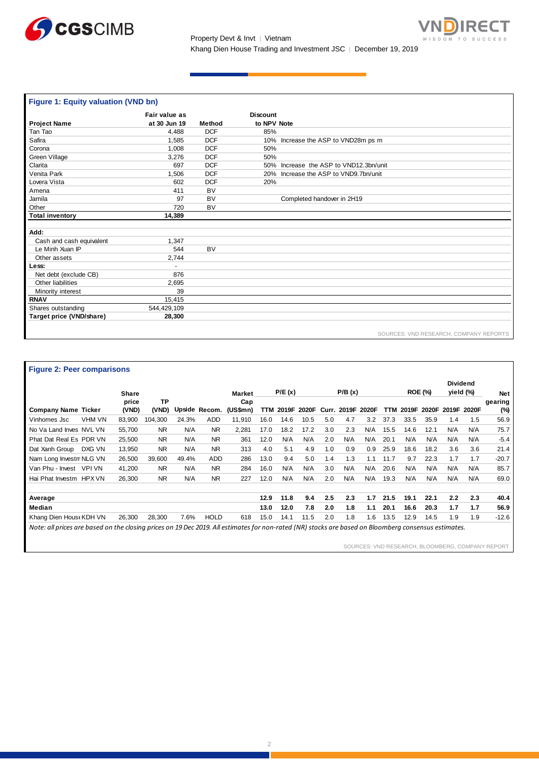### Figure 1: Equity valuation (VND bn)

| Project Name | Fair value as at 30 Jun 19 | Method | Discount to NPV | Note |
|---|---|---|---|---|
| Tan Tao | 4,488 | DCF | 85% | |
| Safira | 1,585 | DCF | 10% | Increase the ASP to VND28m ps m |
| Corona | 1,008 | DCF | 50% | |
| Green Village | 3,276 | DCF | 50% | |
| Clarita | 697 | DCF | 50% | Increase the ASP to VND12.3bn/unit |
| Venita Park | 1,506 | DCF | 20% | Increase the ASP to VND9.7bn/unit |
| Lovera Vista | 602 | DCF | 20% | |
| Amena | 411 | BV | | |
| Jamila | 97 | BV | | Completed handover in 2H19 |
| Other | 720 | BV | | |
| **Total inventory** | **14,389** | | | |
| | | | | |
| **Add:** | | | | |
| Cash and cash equivalent | 1,347 | | | |
| Le Minh Xuan IP | 544 | BV | | |
| Other assets | 2,744 | | | |
| **Less:** | - | | | |
| Net debt (exclude CB) | 876 | | | |
| Other liabilities | 2,695 | | | |
| Minority interest | 39 | | | |
| **RNAV** | **15,415** | | | |
| Shares outstanding | 544,429,109 | | | |
| **Target price (VND/share)** | **28,300** | | | |

SOURCES: VND RESEARCH, COMPANY REPORTS

### Figure 2: Peer comparisons

| Company Name | Ticker | Share price (VND) | TP (VND) | Upside | Recom. | Market Cap (US$mn) | P/E (x) TTM | P/E (x) 2019F | P/E (x) 2020F | P/B (x) Curr. | P/B (x) 2019F | P/B (x) 2020F | ROE (%) TTM | ROE (%) 2019F | ROE (%) 2020F | Dividend yield (%) 2019F | Dividend yield (%) 2020F | Net gearing (%) |
|---|---|---|---|---|---|---|---|---|---|---|---|---|---|---|---|---|---|---|
| Vinhomes Jsc | VHM VN | 83,900 | 104,300 | 24.3% | ADD | 11,910 | 16.0 | 14.6 | 10.5 | 5.0 | 4.7 | 3.2 | 37.3 | 33.5 | 35.9 | 1.4 | 1.5 | 56.9 |
| No Va Land Inves | NVL VN | 55,700 | NR | N/A | NR | 2,281 | 17.0 | 18.2 | 17.2 | 3.0 | 2.3 | N/A | 15.5 | 14.6 | 12.1 | N/A | N/A | 75.7 |
| Phat Dat Real Es | PDR VN | 25,500 | NR | N/A | NR | 361 | 12.0 | N/A | N/A | 2.0 | N/A | N/A | 20.1 | N/A | N/A | N/A | N/A | -5.4 |
| Dat Xanh Group | DXG VN | 13,950 | NR | N/A | NR | 313 | 4.0 | 5.1 | 4.9 | 1.0 | 0.9 | 0.9 | 25.9 | 18.6 | 18.2 | 3.6 | 3.6 | 21.4 |
| Nam Long Investm | NLG VN | 26,500 | 39,600 | 49.4% | ADD | 286 | 13.0 | 9.4 | 5.0 | 1.4 | 1.3 | 1.1 | 11.7 | 9.7 | 22.3 | 1.7 | 1.7 | -20.7 |
| Van Phu - Invest | VPI VN | 41,200 | NR | N/A | NR | 284 | 16.0 | N/A | N/A | 3.0 | N/A | N/A | 20.6 | N/A | N/A | N/A | N/A | 85.7 |
| Hai Phat Investm | HPX VN | 26,300 | NR | N/A | NR | 227 | 12.0 | N/A | N/A | 2.0 | N/A | N/A | 19.3 | N/A | N/A | N/A | N/A | 69.0 |
| | | | | | | | | | | | | | | | | | | |
| **Average** | | | | | | | **12.9** | **11.8** | **9.4** | **2.5** | **2.3** | **1.7** | **21.5** | **19.1** | **22.1** | **2.2** | **2.3** | **40.4** |
| **Median** | | | | | | | **13.0** | **12.0** | **7.8** | **2.0** | **1.8** | **1.1** | **20.1** | **16.6** | **20.3** | **1.7** | **1.7** | **56.9** |
| Khang Dien House | KDH VN | 26,300 | 28,300 | 7.6% | HOLD | 618 | 15.0 | 14.1 | 11.5 | 2.0 | 1.8 | 1.6 | 13.5 | 12.9 | 14.5 | 1.9 | 1.9 | -12.6 |

*Note: all prices are based on the closing prices on 19 Dec 2019. All estimates for non-rated (NR) stocks are based on Bloomberg consensus estimates.*

SOURCES: VND RESEARCH, BLOOMBERG, COMPANY REPORT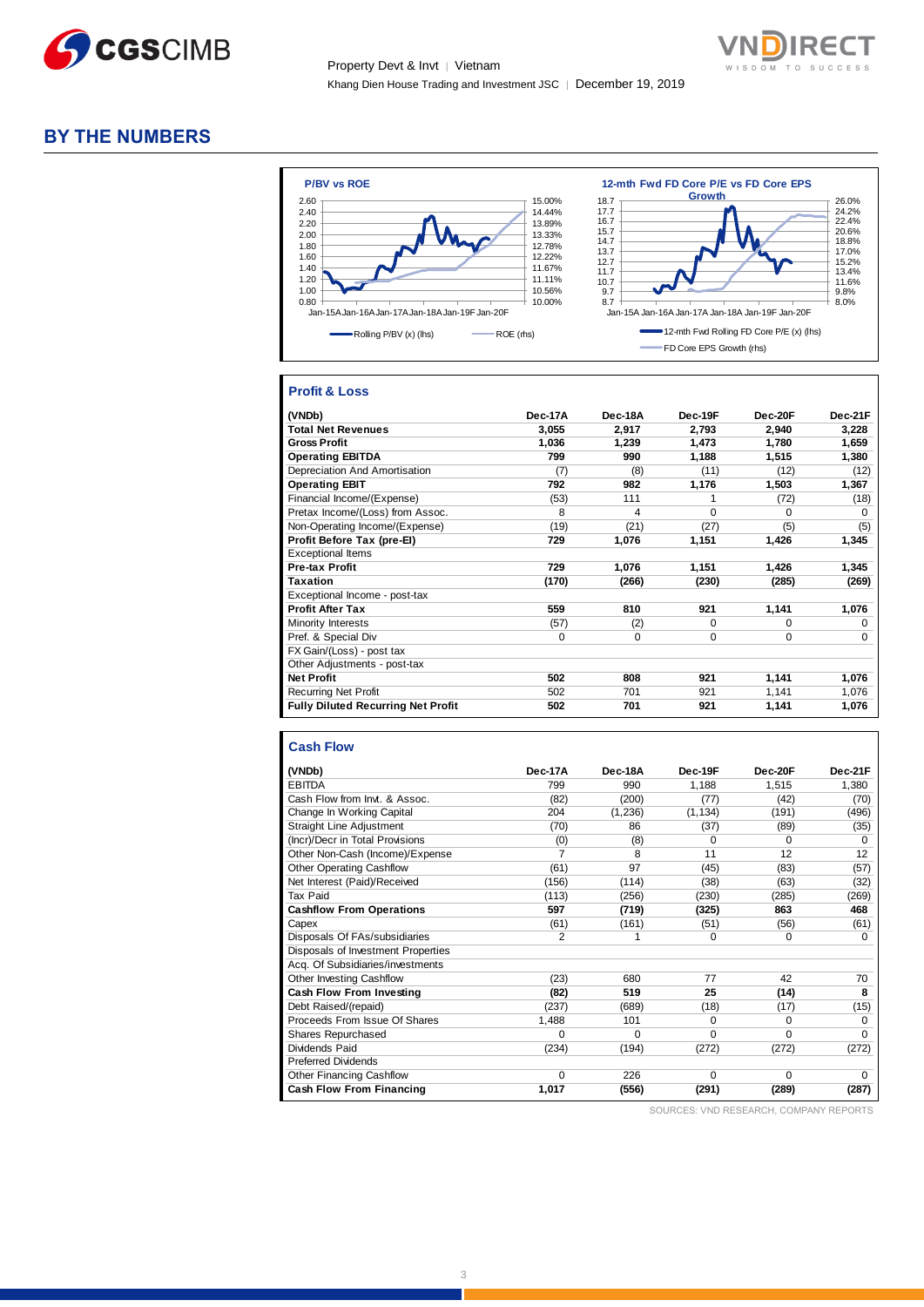## BY THE NUMBERS

**P/BV vs ROE**

**12-mth Fwd FD Core P/E vs FD Core EPS Growth**

### Profit & Loss

| (VNDb) | Dec-17A | Dec-18A | Dec-19F | Dec-20F | Dec-21F |
|---|---|---|---|---|---|
| **Total Net Revenues** | **3,055** | **2,917** | **2,793** | **2,940** | **3,228** |
| **Gross Profit** | **1,036** | **1,239** | **1,473** | **1,780** | **1,659** |
| **Operating EBITDA** | **799** | **990** | **1,188** | **1,515** | **1,380** |
| Depreciation And Amortisation | (7) | (8) | (11) | (12) | (12) |
| **Operating EBIT** | **792** | **982** | **1,176** | **1,503** | **1,367** |
| Financial Income/(Expense) | (53) | 111 | 1 | (72) | (18) |
| Pretax Income/(Loss) from Assoc. | 8 | 4 | 0 | 0 | 0 |
| Non-Operating Income/(Expense) | (19) | (21) | (27) | (5) | (5) |
| **Profit Before Tax (pre-EI)** | **729** | **1,076** | **1,151** | **1,426** | **1,345** |
| Exceptional Items | | | | | |
| **Pre-tax Profit** | **729** | **1,076** | **1,151** | **1,426** | **1,345** |
| **Taxation** | **(170)** | **(266)** | **(230)** | **(285)** | **(269)** |
| Exceptional Income - post-tax | | | | | |
| **Profit After Tax** | **559** | **810** | **921** | **1,141** | **1,076** |
| Minority Interests | (57) | (2) | 0 | 0 | 0 |
| Pref. & Special Div | 0 | 0 | 0 | 0 | 0 |
| FX Gain/(Loss) - post tax | | | | | |
| Other Adjustments - post-tax | | | | | |
| **Net Profit** | **502** | **808** | **921** | **1,141** | **1,076** |
| Recurring Net Profit | 502 | 701 | 921 | 1,141 | 1,076 |
| **Fully Diluted Recurring Net Profit** | **502** | **701** | **921** | **1,141** | **1,076** |

### Cash Flow

| (VNDb) | Dec-17A | Dec-18A | Dec-19F | Dec-20F | Dec-21F |
|---|---|---|---|---|---|
| EBITDA | 799 | 990 | 1,188 | 1,515 | 1,380 |
| Cash Flow from Invt. & Assoc. | (82) | (200) | (77) | (42) | (70) |
| Change In Working Capital | 204 | (1,236) | (1,134) | (191) | (496) |
| Straight Line Adjustment | (70) | 86 | (37) | (89) | (35) |
| (Incr)/Decr in Total Provisions | (0) | (8) | 0 | 0 | 0 |
| Other Non-Cash (Income)/Expense | 7 | 8 | 11 | 12 | 12 |
| Other Operating Cashflow | (61) | 97 | (45) | (83) | (57) |
| Net Interest (Paid)/Received | (156) | (114) | (38) | (63) | (32) |
| Tax Paid | (113) | (256) | (230) | (285) | (269) |
| **Cashflow From Operations** | **597** | **(719)** | **(325)** | **863** | **468** |
| Capex | (61) | (161) | (51) | (56) | (61) |
| Disposals Of FAs/subsidiaries | 2 | 1 | 0 | 0 | 0 |
| Disposals of Investment Properties | | | | | |
| Acq. Of Subsidiaries/investments | | | | | |
| Other Investing Cashflow | (23) | 680 | 77 | 42 | 70 |
| **Cash Flow From Investing** | **(82)** | **519** | **25** | **(14)** | **8** |
| Debt Raised/(repaid) | (237) | (689) | (18) | (17) | (15) |
| Proceeds From Issue Of Shares | 1,488 | 101 | 0 | 0 | 0 |
| Shares Repurchased | 0 | 0 | 0 | 0 | 0 |
| Dividends Paid | (234) | (194) | (272) | (272) | (272) |
| Preferred Dividends | | | | | |
| Other Financing Cashflow | 0 | 226 | 0 | 0 | 0 |
| **Cash Flow From Financing** | **1,017** | **(556)** | **(291)** | **(289)** | **(287)** |

SOURCES: VND RESEARCH, COMPANY REPORTS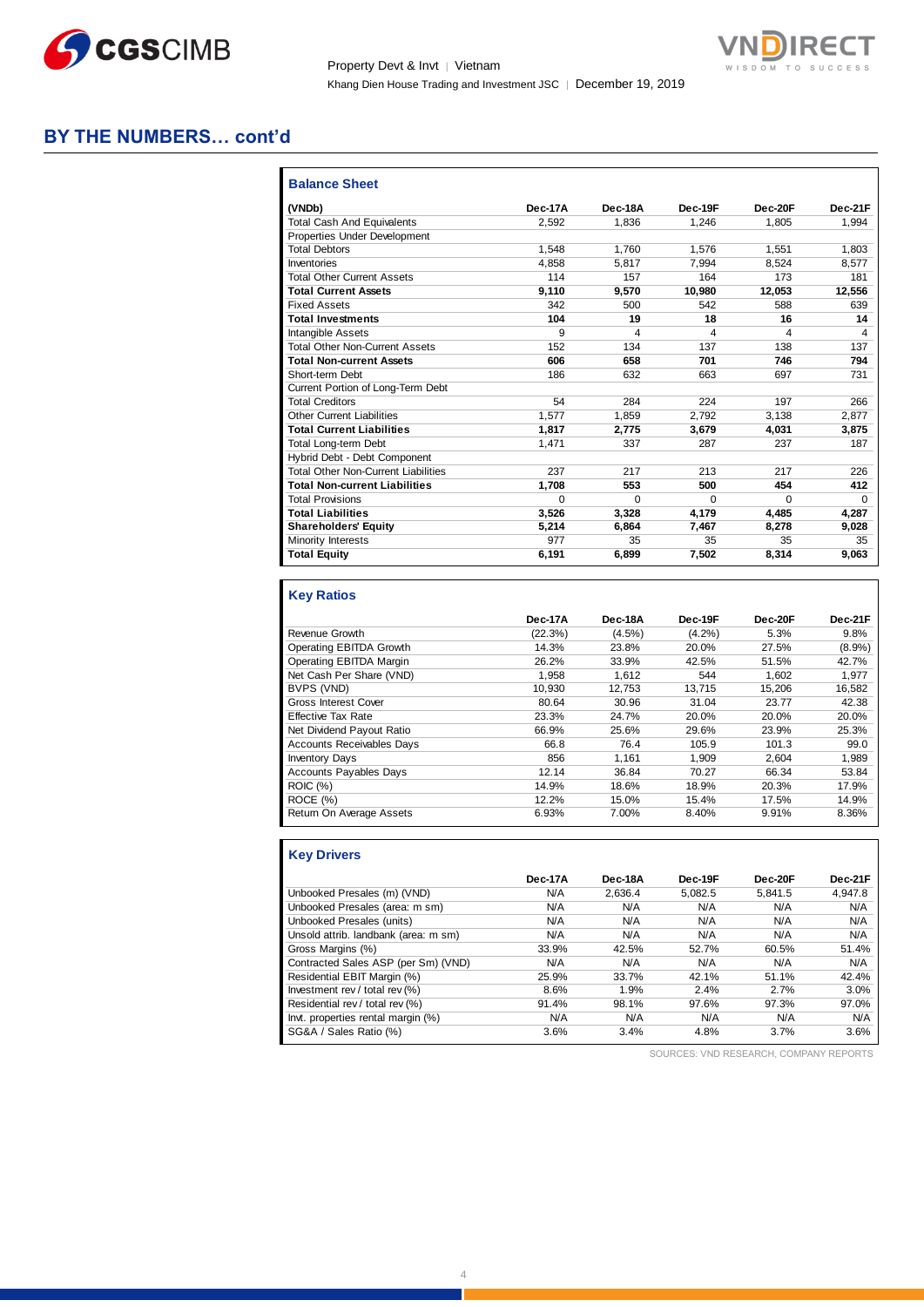## BY THE NUMBERS… cont'd

### Balance Sheet

| (VNDb) | Dec-17A | Dec-18A | Dec-19F | Dec-20F | Dec-21F |
|---|---|---|---|---|---|
| Total Cash And Equivalents | 2,592 | 1,836 | 1,246 | 1,805 | 1,994 |
| Properties Under Development | | | | | |
| Total Debtors | 1,548 | 1,760 | 1,576 | 1,551 | 1,803 |
| Inventories | 4,858 | 5,817 | 7,994 | 8,524 | 8,577 |
| Total Other Current Assets | 114 | 157 | 164 | 173 | 181 |
| **Total Current Assets** | **9,110** | **9,570** | **10,980** | **12,053** | **12,556** |
| Fixed Assets | 342 | 500 | 542 | 588 | 639 |
| **Total Investments** | **104** | **19** | **18** | **16** | **14** |
| Intangible Assets | 9 | 4 | 4 | 4 | 4 |
| Total Other Non-Current Assets | 152 | 134 | 137 | 138 | 137 |
| **Total Non-current Assets** | **606** | **658** | **701** | **746** | **794** |
| Short-term Debt | 186 | 632 | 663 | 697 | 731 |
| Current Portion of Long-Term Debt | | | | | |
| Total Creditors | 54 | 284 | 224 | 197 | 266 |
| Other Current Liabilities | 1,577 | 1,859 | 2,792 | 3,138 | 2,877 |
| **Total Current Liabilities** | **1,817** | **2,775** | **3,679** | **4,031** | **3,875** |
| Total Long-term Debt | 1,471 | 337 | 287 | 237 | 187 |
| Hybrid Debt - Debt Component | | | | | |
| Total Other Non-Current Liabilities | 237 | 217 | 213 | 217 | 226 |
| **Total Non-current Liabilities** | **1,708** | **553** | **500** | **454** | **412** |
| Total Provisions | 0 | 0 | 0 | 0 | 0 |
| **Total Liabilities** | **3,526** | **3,328** | **4,179** | **4,485** | **4,287** |
| **Shareholders' Equity** | **5,214** | **6,864** | **7,467** | **8,278** | **9,028** |
| Minority Interests | 977 | 35 | 35 | 35 | 35 |
| **Total Equity** | **6,191** | **6,899** | **7,502** | **8,314** | **9,063** |

### Key Ratios

| | Dec-17A | Dec-18A | Dec-19F | Dec-20F | Dec-21F |
|---|---|---|---|---|---|
| Revenue Growth | (22.3%) | (4.5%) | (4.2%) | 5.3% | 9.8% |
| Operating EBITDA Growth | 14.3% | 23.8% | 20.0% | 27.5% | (8.9%) |
| Operating EBITDA Margin | 26.2% | 33.9% | 42.5% | 51.5% | 42.7% |
| Net Cash Per Share (VND) | 1,958 | 1,612 | 544 | 1,602 | 1,977 |
| BVPS (VND) | 10,930 | 12,753 | 13,715 | 15,206 | 16,582 |
| Gross Interest Cover | 80.64 | 30.96 | 31.04 | 23.77 | 42.38 |
| Effective Tax Rate | 23.3% | 24.7% | 20.0% | 20.0% | 20.0% |
| Net Dividend Payout Ratio | 66.9% | 25.6% | 29.6% | 23.9% | 25.3% |
| Accounts Receivables Days | 66.8 | 76.4 | 105.9 | 101.3 | 99.0 |
| Inventory Days | 856 | 1,161 | 1,909 | 2,604 | 1,989 |
| Accounts Payables Days | 12.14 | 36.84 | 70.27 | 66.34 | 53.84 |
| ROIC (%) | 14.9% | 18.6% | 18.9% | 20.3% | 17.9% |
| ROCE (%) | 12.2% | 15.0% | 15.4% | 17.5% | 14.9% |
| Return On Average Assets | 6.93% | 7.00% | 8.40% | 9.91% | 8.36% |

### Key Drivers

| | Dec-17A | Dec-18A | Dec-19F | Dec-20F | Dec-21F |
|---|---|---|---|---|---|
| Unbooked Presales (m) (VND) | N/A | 2,636.4 | 5,082.5 | 5,841.5 | 4,947.8 |
| Unbooked Presales (area: m sm) | N/A | N/A | N/A | N/A | N/A |
| Unbooked Presales (units) | N/A | N/A | N/A | N/A | N/A |
| Unsold attrib. landbank (area: m sm) | N/A | N/A | N/A | N/A | N/A |
| Gross Margins (%) | 33.9% | 42.5% | 52.7% | 60.5% | 51.4% |
| Contracted Sales ASP (per Sm) (VND) | N/A | N/A | N/A | N/A | N/A |
| Residential EBIT Margin (%) | 25.9% | 33.7% | 42.1% | 51.1% | 42.4% |
| Investment rev / total rev (%) | 8.6% | 1.9% | 2.4% | 2.7% | 3.0% |
| Residential rev / total rev (%) | 91.4% | 98.1% | 97.6% | 97.3% | 97.0% |
| Invt. properties rental margin (%) | N/A | N/A | N/A | N/A | N/A |
| SG&A / Sales Ratio (%) | 3.6% | 3.4% | 4.8% | 3.7% | 3.6% |

SOURCES: VND RESEARCH, COMPANY REPORTS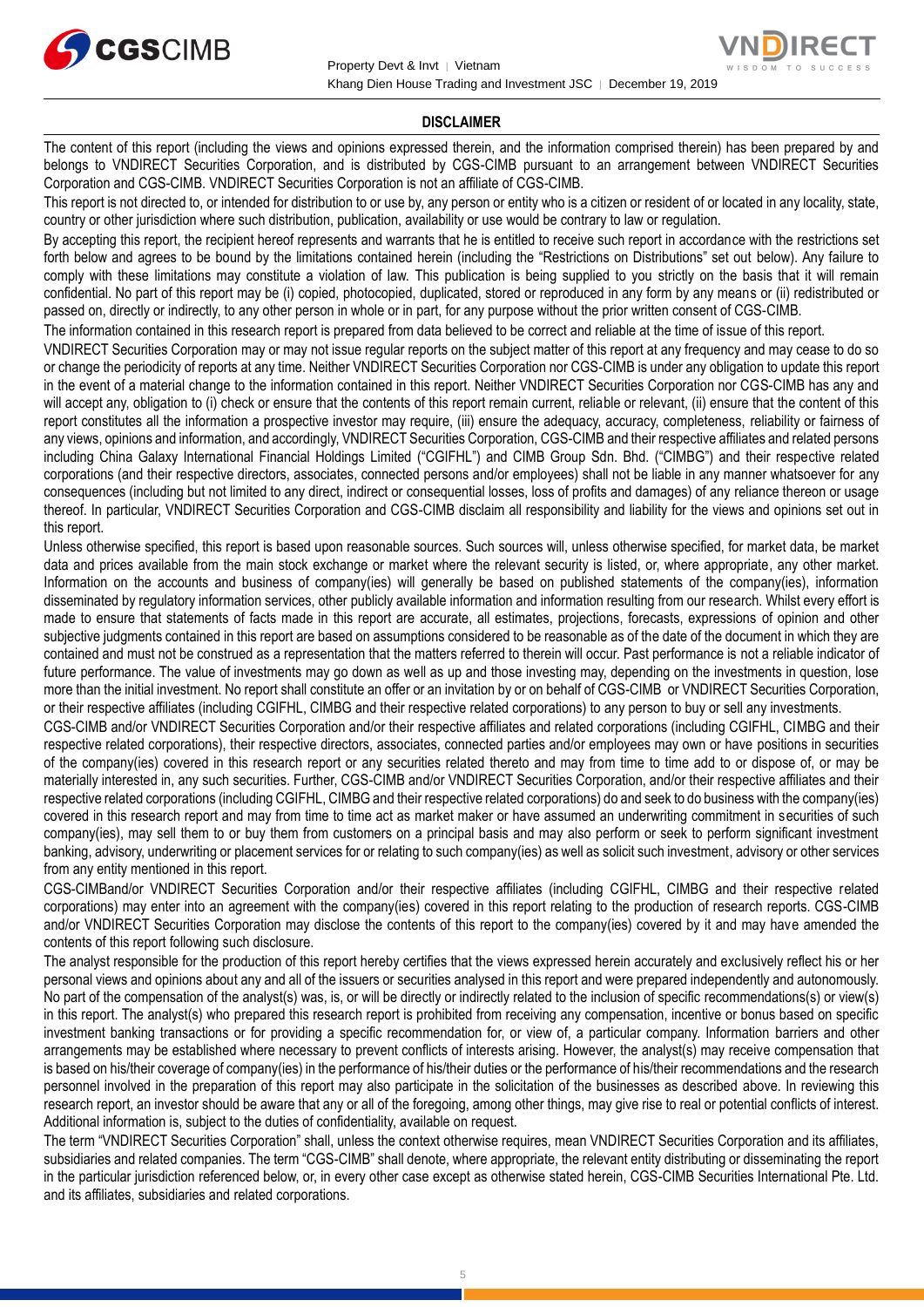## DISCLAIMER

The content of this report (including the views and opinions expressed therein, and the information comprised therein) has been prepared by and belongs to VNDIRECT Securities Corporation, and is distributed by CGS-CIMB pursuant to an arrangement between VNDIRECT Securities Corporation and CGS-CIMB. VNDIRECT Securities Corporation is not an affiliate of CGS-CIMB.

This report is not directed to, or intended for distribution to or use by, any person or entity who is a citizen or resident of or located in any locality, state, country or other jurisdiction where such distribution, publication, availability or use would be contrary to law or regulation.

By accepting this report, the recipient hereof represents and warrants that he is entitled to receive such report in accordance with the restrictions set forth below and agrees to be bound by the limitations contained herein (including the "Restrictions on Distributions" set out below). Any failure to comply with these limitations may constitute a violation of law. This publication is being supplied to you strictly on the basis that it will remain confidential. No part of this report may be (i) copied, photocopied, duplicated, stored or reproduced in any form by any means or (ii) redistributed or passed on, directly or indirectly, to any other person in whole or in part, for any purpose without the prior written consent of CGS-CIMB.

The information contained in this research report is prepared from data believed to be correct and reliable at the time of issue of this report.

VNDIRECT Securities Corporation may or may not issue regular reports on the subject matter of this report at any frequency and may cease to do so or change the periodicity of reports at any time. Neither VNDIRECT Securities Corporation nor CGS-CIMB is under any obligation to update this report in the event of a material change to the information contained in this report. Neither VNDIRECT Securities Corporation nor CGS-CIMB has any and will accept any, obligation to (i) check or ensure that the contents of this report remain current, reliable or relevant, (ii) ensure that the content of this report constitutes all the information a prospective investor may require, (iii) ensure the adequacy, accuracy, completeness, reliability or fairness of any views, opinions and information, and accordingly, VNDIRECT Securities Corporation, CGS-CIMB and their respective affiliates and related persons including China Galaxy International Financial Holdings Limited ("CGIFHL") and CIMB Group Sdn. Bhd. ("CIMBG") and their respective related corporations (and their respective directors, associates, connected persons and/or employees) shall not be liable in any manner whatsoever for any consequences (including but not limited to any direct, indirect or consequential losses, loss of profits and damages) of any reliance thereon or usage thereof. In particular, VNDIRECT Securities Corporation and CGS-CIMB disclaim all responsibility and liability for the views and opinions set out in this report.

Unless otherwise specified, this report is based upon reasonable sources. Such sources will, unless otherwise specified, for market data, be market data and prices available from the main stock exchange or market where the relevant security is listed, or, where appropriate, any other market. Information on the accounts and business of company(ies) will generally be based on published statements of the company(ies), information disseminated by regulatory information services, other publicly available information and information resulting from our research. Whilst every effort is made to ensure that statements of facts made in this report are accurate, all estimates, projections, forecasts, expressions of opinion and other subjective judgments contained in this report are based on assumptions considered to be reasonable as of the date of the document in which they are contained and must not be construed as a representation that the matters referred to therein will occur. Past performance is not a reliable indicator of future performance. The value of investments may go down as well as up and those investing may, depending on the investments in question, lose more than the initial investment. No report shall constitute an offer or an invitation by or on behalf of CGS-CIMB or VNDIRECT Securities Corporation, or their respective affiliates (including CGIFHL, CIMBG and their respective related corporations) to any person to buy or sell any investments.

CGS-CIMB and/or VNDIRECT Securities Corporation and/or their respective affiliates and related corporations (including CGIFHL, CIMBG and their respective related corporations), their respective directors, associates, connected parties and/or employees may own or have positions in securities of the company(ies) covered in this research report or any securities related thereto and may from time to time add to or dispose of, or may be materially interested in, any such securities. Further, CGS-CIMB and/or VNDIRECT Securities Corporation, and/or their respective affiliates and their respective related corporations (including CGIFHL, CIMBG and their respective related corporations) do and seek to do business with the company(ies) covered in this research report and may from time to time act as market maker or have assumed an underwriting commitment in securities of such company(ies), may sell them to or buy them from customers on a principal basis and may also perform or seek to perform significant investment banking, advisory, underwriting or placement services for or relating to such company(ies) as well as solicit such investment, advisory or other services from any entity mentioned in this report.

CGS-CIMBand/or VNDIRECT Securities Corporation and/or their respective affiliates (including CGIFHL, CIMBG and their respective related corporations) may enter into an agreement with the company(ies) covered in this report relating to the production of research reports. CGS-CIMB and/or VNDIRECT Securities Corporation may disclose the contents of this report to the company(ies) covered by it and may have amended the contents of this report following such disclosure.

The analyst responsible for the production of this report hereby certifies that the views expressed herein accurately and exclusively reflect his or her personal views and opinions about any and all of the issuers or securities analysed in this report and were prepared independently and autonomously. No part of the compensation of the analyst(s) was, is, or will be directly or indirectly related to the inclusion of specific recommendations(s) or view(s) in this report. The analyst(s) who prepared this research report is prohibited from receiving any compensation, incentive or bonus based on specific investment banking transactions or for providing a specific recommendation for, or view of, a particular company. Information barriers and other arrangements may be established where necessary to prevent conflicts of interests arising. However, the analyst(s) may receive compensation that is based on his/their coverage of company(ies) in the performance of his/their duties or the performance of his/their recommendations and the research personnel involved in the preparation of this report may also participate in the solicitation of the businesses as described above. In reviewing this research report, an investor should be aware that any or all of the foregoing, among other things, may give rise to real or potential conflicts of interest. Additional information is, subject to the duties of confidentiality, available on request.

The term "VNDIRECT Securities Corporation" shall, unless the context otherwise requires, mean VNDIRECT Securities Corporation and its affiliates, subsidiaries and related companies. The term "CGS-CIMB" shall denote, where appropriate, the relevant entity distributing or disseminating the report in the particular jurisdiction referenced below, or, in every other case except as otherwise stated herein, CGS-CIMB Securities International Pte. Ltd. and its affiliates, subsidiaries and related corporations.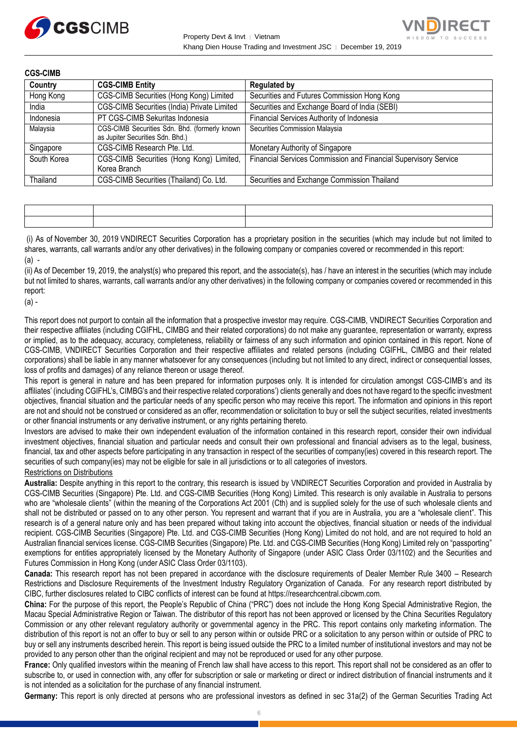**CGS-CIMB**

| Country | CGS-CIMB Entity | Regulated by |
|---|---|---|
| Hong Kong | CGS-CIMB Securities (Hong Kong) Limited | Securities and Futures Commission Hong Kong |
| India | CGS-CIMB Securities (India) Private Limited | Securities and Exchange Board of India (SEBI) |
| Indonesia | PT CGS-CIMB Sekuritas Indonesia | Financial Services Authority of Indonesia |
| Malaysia | CGS-CIMB Securities Sdn. Bhd. (formerly known as Jupiter Securities Sdn. Bhd.) | Securities Commission Malaysia |
| Singapore | CGS-CIMB Research Pte. Ltd. | Monetary Authority of Singapore |
| South Korea | CGS-CIMB Securities (Hong Kong) Limited, Korea Branch | Financial Services Commission and Financial Supervisory Service |
| Thailand | CGS-CIMB Securities (Thailand) Co. Ltd. | Securities and Exchange Commission Thailand |

| | | |
|---|---|---|
| | | |

(i) As of November 30, 2019 VNDIRECT Securities Corporation has a proprietary position in the securities (which may include but not limited to shares, warrants, call warrants and/or any other derivatives) in the following company or companies covered or recommended in this report:
(a) -

(ii) As of December 19, 2019, the analyst(s) who prepared this report, and the associate(s), has / have an interest in the securities (which may include but not limited to shares, warrants, call warrants and/or any other derivatives) in the following company or companies covered or recommended in this report:
(a) -

This report does not purport to contain all the information that a prospective investor may require. CGS-CIMB, VNDIRECT Securities Corporation and their respective affiliates (including CGIFHL, CIMBG and their related corporations) do not make any guarantee, representation or warranty, express or implied, as to the adequacy, accuracy, completeness, reliability or fairness of any such information and opinion contained in this report. None of CGS-CIMB, VNDIRECT Securities Corporation and their respective affiliates and related persons (including CGIFHL, CIMBG and their related corporations) shall be liable in any manner whatsoever for any consequences (including but not limited to any direct, indirect or consequential losses, loss of profits and damages) of any reliance thereon or usage thereof.

This report is general in nature and has been prepared for information purposes only. It is intended for circulation amongst CGS-CIMB's and its affiliates' (including CGIFHL's, CIMBG's and their respective related corporations') clients generally and does not have regard to the specific investment objectives, financial situation and the particular needs of any specific person who may receive this report. The information and opinions in this report are not and should not be construed or considered as an offer, recommendation or solicitation to buy or sell the subject securities, related investments or other financial instruments or any derivative instrument, or any rights pertaining thereto.

Investors are advised to make their own independent evaluation of the information contained in this research report, consider their own individual investment objectives, financial situation and particular needs and consult their own professional and financial advisers as to the legal, business, financial, tax and other aspects before participating in any transaction in respect of the securities of company(ies) covered in this research report. The securities of such company(ies) may not be eligible for sale in all jurisdictions or to all categories of investors.

Restrictions on Distributions

**Australia:** Despite anything in this report to the contrary, this research is issued by VNDIRECT Securities Corporation and provided in Australia by CGS-CIMB Securities (Singapore) Pte. Ltd. and CGS-CIMB Securities (Hong Kong) Limited. This research is only available in Australia to persons who are "wholesale clients" (within the meaning of the Corporations Act 2001 (Cth) and is supplied solely for the use of such wholesale clients and shall not be distributed or passed on to any other person. You represent and warrant that if you are in Australia, you are a "wholesale client". This research is of a general nature only and has been prepared without taking into account the objectives, financial situation or needs of the individual recipient. CGS-CIMB Securities (Singapore) Pte. Ltd. and CGS-CIMB Securities (Hong Kong) Limited do not hold, and are not required to hold an Australian financial services license. CGS-CIMB Securities (Singapore) Pte. Ltd. and CGS-CIMB Securities (Hong Kong) Limited rely on "passporting" exemptions for entities appropriately licensed by the Monetary Authority of Singapore (under ASIC Class Order 03/1102) and the Securities and Futures Commission in Hong Kong (under ASIC Class Order 03/1103).

**Canada:** This research report has not been prepared in accordance with the disclosure requirements of Dealer Member Rule 3400 – Research Restrictions and Disclosure Requirements of the Investment Industry Regulatory Organization of Canada. For any research report distributed by CIBC, further disclosures related to CIBC conflicts of interest can be found at https://researchcentral.cibcwm.com.

**China:** For the purpose of this report, the People's Republic of China ("PRC") does not include the Hong Kong Special Administrative Region, the Macau Special Administrative Region or Taiwan. The distributor of this report has not been approved or licensed by the China Securities Regulatory Commission or any other relevant regulatory authority or governmental agency in the PRC. This report contains only marketing information. The distribution of this report is not an offer to buy or sell to any person within or outside PRC or a solicitation to any person within or outside of PRC to buy or sell any instruments described herein. This report is being issued outside the PRC to a limited number of institutional investors and may not be provided to any person other than the original recipient and may not be reproduced or used for any other purpose.

**France:** Only qualified investors within the meaning of French law shall have access to this report. This report shall not be considered as an offer to subscribe to, or used in connection with, any offer for subscription or sale or marketing or direct or indirect distribution of financial instruments and it is not intended as a solicitation for the purchase of any financial instrument.

**Germany:** This report is only directed at persons who are professional investors as defined in sec 31a(2) of the German Securities Trading Act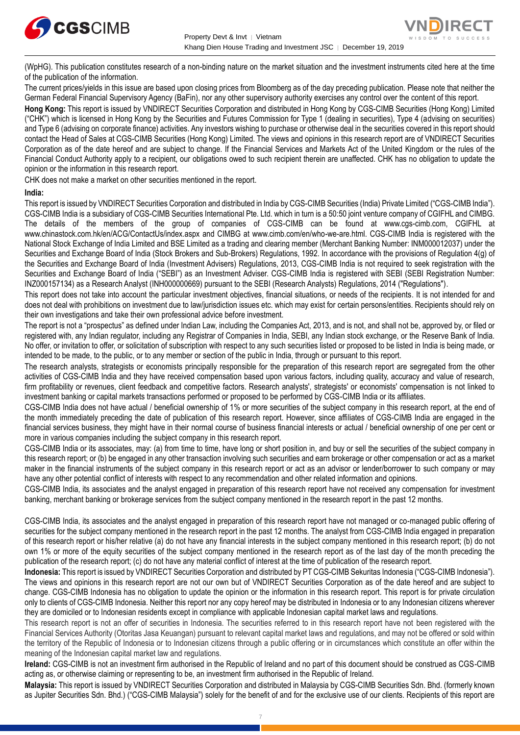(WpHG). This publication constitutes research of a non-binding nature on the market situation and the investment instruments cited here at the time of the publication of the information.

The current prices/yields in this issue are based upon closing prices from Bloomberg as of the day preceding publication. Please note that neither the German Federal Financial Supervisory Agency (BaFin), nor any other supervisory authority exercises any control over the content of this report.

**Hong Kong:** This report is issued by VNDIRECT Securities Corporation and distributed in Hong Kong by CGS-CIMB Securities (Hong Kong) Limited ("CHK") which is licensed in Hong Kong by the Securities and Futures Commission for Type 1 (dealing in securities), Type 4 (advising on securities) and Type 6 (advising on corporate finance) activities. Any investors wishing to purchase or otherwise deal in the securities covered in this report should contact the Head of Sales at CGS-CIMB Securities (Hong Kong) Limited. The views and opinions in this research report are of VNDIRECT Securities Corporation as of the date hereof and are subject to change. If the Financial Services and Markets Act of the United Kingdom or the rules of the Financial Conduct Authority apply to a recipient, our obligations owed to such recipient therein are unaffected. CHK has no obligation to update the opinion or the information in this research report.

CHK does not make a market on other securities mentioned in the report.

**India:**

This report is issued by VNDIRECT Securities Corporation and distributed in India by CGS-CIMB Securities (India) Private Limited ("CGS-CIMB India"). CGS-CIMB India is a subsidiary of CGS-CIMB Securities International Pte. Ltd. which in turn is a 50:50 joint venture company of CGIFHL and CIMBG. The details of the members of the group of companies of CGS-CIMB can be found at www.cgs-cimb.com, CGIFHL at www.chinastock.com.hk/en/ACG/ContactUs/index.aspx and CIMBG at www.cimb.com/en/who-we-are.html. CGS-CIMB India is registered with the National Stock Exchange of India Limited and BSE Limited as a trading and clearing member (Merchant Banking Number: INM000012037) under the Securities and Exchange Board of India (Stock Brokers and Sub-Brokers) Regulations, 1992. In accordance with the provisions of Regulation 4(g) of the Securities and Exchange Board of India (Investment Advisers) Regulations, 2013, CGS-CIMB India is not required to seek registration with the Securities and Exchange Board of India ("SEBI") as an Investment Adviser. CGS-CIMB India is registered with SEBI (SEBI Registration Number: INZ000157134) as a Research Analyst (INH000000669) pursuant to the SEBI (Research Analysts) Regulations, 2014 ("Regulations").

This report does not take into account the particular investment objectives, financial situations, or needs of the recipients. It is not intended for and does not deal with prohibitions on investment due to law/jurisdiction issues etc. which may exist for certain persons/entities. Recipients should rely on their own investigations and take their own professional advice before investment.

The report is not a "prospectus" as defined under Indian Law, including the Companies Act, 2013, and is not, and shall not be, approved by, or filed or registered with, any Indian regulator, including any Registrar of Companies in India, SEBI, any Indian stock exchange, or the Reserve Bank of India. No offer, or invitation to offer, or solicitation of subscription with respect to any such securities listed or proposed to be listed in India is being made, or intended to be made, to the public, or to any member or section of the public in India, through or pursuant to this report.

The research analysts, strategists or economists principally responsible for the preparation of this research report are segregated from the other activities of CGS-CIMB India and they have received compensation based upon various factors, including quality, accuracy and value of research, firm profitability or revenues, client feedback and competitive factors. Research analysts', strategists' or economists' compensation is not linked to investment banking or capital markets transactions performed or proposed to be performed by CGS-CIMB India or its affiliates.

CGS-CIMB India does not have actual / beneficial ownership of 1% or more securities of the subject company in this research report, at the end of the month immediately preceding the date of publication of this research report. However, since affiliates of CGS-CIMB India are engaged in the financial services business, they might have in their normal course of business financial interests or actual / beneficial ownership of one per cent or more in various companies including the subject company in this research report.

CGS-CIMB India or its associates, may: (a) from time to time, have long or short position in, and buy or sell the securities of the subject company in this research report; or (b) be engaged in any other transaction involving such securities and earn brokerage or other compensation or act as a market maker in the financial instruments of the subject company in this research report or act as an advisor or lender/borrower to such company or may have any other potential conflict of interests with respect to any recommendation and other related information and opinions.

CGS-CIMB India, its associates and the analyst engaged in preparation of this research report have not received any compensation for investment banking, merchant banking or brokerage services from the subject company mentioned in the research report in the past 12 months.

CGS-CIMB India, its associates and the analyst engaged in preparation of this research report have not managed or co-managed public offering of securities for the subject company mentioned in the research report in the past 12 months. The analyst from CGS-CIMB India engaged in preparation of this research report or his/her relative (a) do not have any financial interests in the subject company mentioned in this research report; (b) do not own 1% or more of the equity securities of the subject company mentioned in the research report as of the last day of the month preceding the publication of the research report; (c) do not have any material conflict of interest at the time of publication of the research report.

**Indonesia:** This report is issued by VNDIRECT Securities Corporation and distributed by PT CGS-CIMB Sekuritas Indonesia ("CGS-CIMB Indonesia"). The views and opinions in this research report are not our own but of VNDIRECT Securities Corporation as of the date hereof and are subject to change. CGS-CIMB Indonesia has no obligation to update the opinion or the information in this research report. This report is for private circulation only to clients of CGS-CIMB Indonesia. Neither this report nor any copy hereof may be distributed in Indonesia or to any Indonesian citizens wherever they are domiciled or to Indonesian residents except in compliance with applicable Indonesian capital market laws and regulations.

This research report is not an offer of securities in Indonesia. The securities referred to in this research report have not been registered with the Financial Services Authority (Otoritas Jasa Keuangan) pursuant to relevant capital market laws and regulations, and may not be offered or sold within the territory of the Republic of Indonesia or to Indonesian citizens through a public offering or in circumstances which constitute an offer within the meaning of the Indonesian capital market law and regulations.

**Ireland:** CGS-CIMB is not an investment firm authorised in the Republic of Ireland and no part of this document should be construed as CGS-CIMB acting as, or otherwise claiming or representing to be, an investment firm authorised in the Republic of Ireland.

**Malaysia:** This report is issued by VNDIRECT Securities Corporation and distributed in Malaysia by CGS-CIMB Securities Sdn. Bhd. (formerly known as Jupiter Securities Sdn. Bhd.) ("CGS-CIMB Malaysia") solely for the benefit of and for the exclusive use of our clients. Recipients of this report are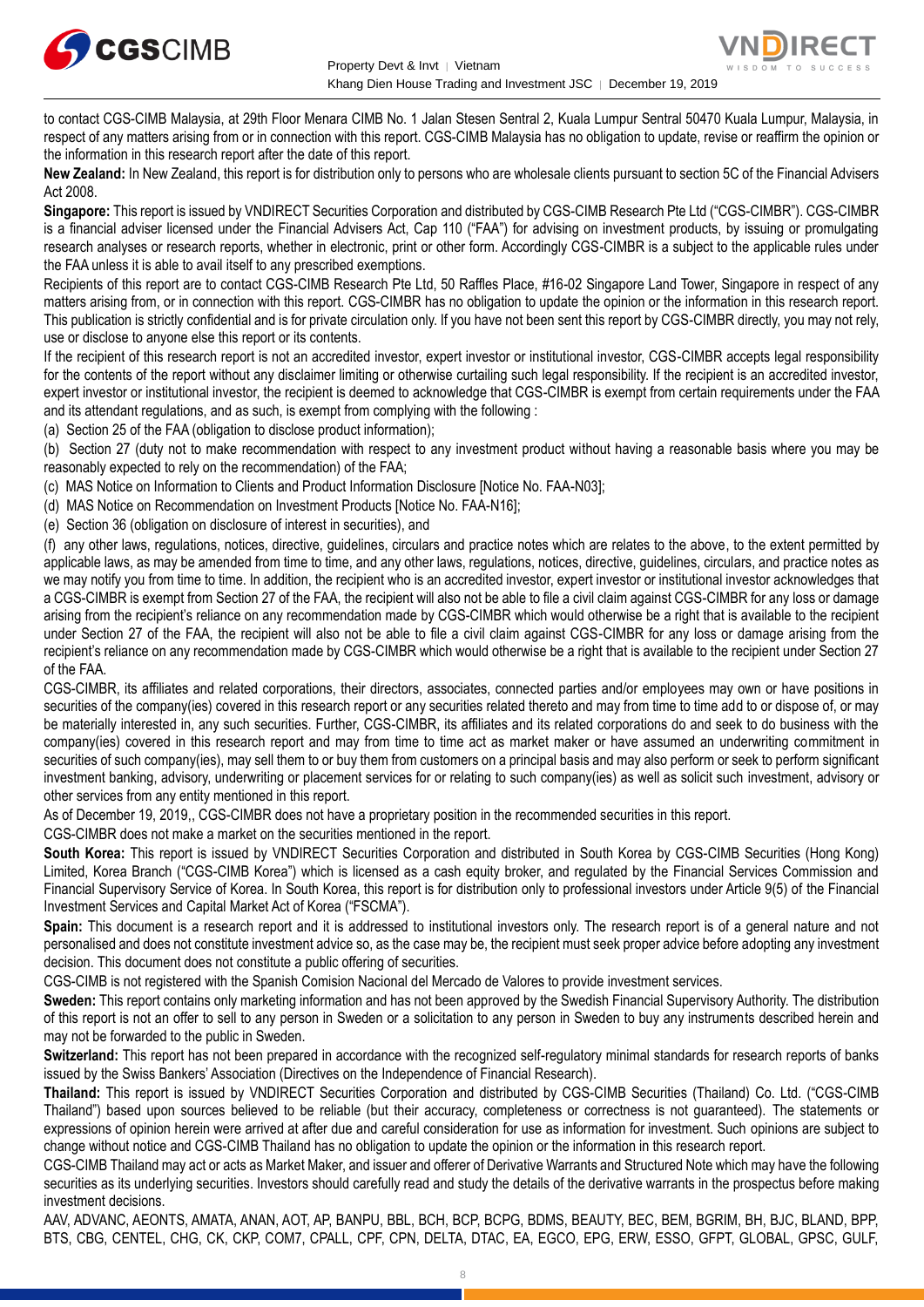to contact CGS-CIMB Malaysia, at 29th Floor Menara CIMB No. 1 Jalan Stesen Sentral 2, Kuala Lumpur Sentral 50470 Kuala Lumpur, Malaysia, in respect of any matters arising from or in connection with this report. CGS-CIMB Malaysia has no obligation to update, revise or reaffirm the opinion or the information in this research report after the date of this report.

**New Zealand:** In New Zealand, this report is for distribution only to persons who are wholesale clients pursuant to section 5C of the Financial Advisers Act 2008.

**Singapore:** This report is issued by VNDIRECT Securities Corporation and distributed by CGS-CIMB Research Pte Ltd ("CGS-CIMBR"). CGS-CIMBR is a financial adviser licensed under the Financial Advisers Act, Cap 110 ("FAA") for advising on investment products, by issuing or promulgating research analyses or research reports, whether in electronic, print or other form. Accordingly CGS-CIMBR is a subject to the applicable rules under the FAA unless it is able to avail itself to any prescribed exemptions.

Recipients of this report are to contact CGS-CIMB Research Pte Ltd, 50 Raffles Place, #16-02 Singapore Land Tower, Singapore in respect of any matters arising from, or in connection with this report. CGS-CIMBR has no obligation to update the opinion or the information in this research report. This publication is strictly confidential and is for private circulation only. If you have not been sent this report by CGS-CIMBR directly, you may not rely, use or disclose to anyone else this report or its contents.

If the recipient of this research report is not an accredited investor, expert investor or institutional investor, CGS-CIMBR accepts legal responsibility for the contents of the report without any disclaimer limiting or otherwise curtailing such legal responsibility. If the recipient is an accredited investor, expert investor or institutional investor, the recipient is deemed to acknowledge that CGS-CIMBR is exempt from certain requirements under the FAA and its attendant regulations, and as such, is exempt from complying with the following :

(a) Section 25 of the FAA (obligation to disclose product information);

(b) Section 27 (duty not to make recommendation with respect to any investment product without having a reasonable basis where you may be reasonably expected to rely on the recommendation) of the FAA;

(c) MAS Notice on Information to Clients and Product Information Disclosure [Notice No. FAA-N03];

(d) MAS Notice on Recommendation on Investment Products [Notice No. FAA-N16];

(e) Section 36 (obligation on disclosure of interest in securities), and

(f) any other laws, regulations, notices, directive, guidelines, circulars and practice notes which are relates to the above, to the extent permitted by applicable laws, as may be amended from time to time, and any other laws, regulations, notices, directive, guidelines, circulars, and practice notes as we may notify you from time to time. In addition, the recipient who is an accredited investor, expert investor or institutional investor acknowledges that a CGS-CIMBR is exempt from Section 27 of the FAA, the recipient will also not be able to file a civil claim against CGS-CIMBR for any loss or damage arising from the recipient's reliance on any recommendation made by CGS-CIMBR which would otherwise be a right that is available to the recipient under Section 27 of the FAA, the recipient will also not be able to file a civil claim against CGS-CIMBR for any loss or damage arising from the recipient's reliance on any recommendation made by CGS-CIMBR which would otherwise be a right that is available to the recipient under Section 27 of the FAA.

CGS-CIMBR, its affiliates and related corporations, their directors, associates, connected parties and/or employees may own or have positions in securities of the company(ies) covered in this research report or any securities related thereto and may from time to time add to or dispose of, or may be materially interested in, any such securities. Further, CGS-CIMBR, its affiliates and its related corporations do and seek to do business with the company(ies) covered in this research report and may from time to time act as market maker or have assumed an underwriting commitment in securities of such company(ies), may sell them to or buy them from customers on a principal basis and may also perform or seek to perform significant investment banking, advisory, underwriting or placement services for or relating to such company(ies) as well as solicit such investment, advisory or other services from any entity mentioned in this report.

As of December 19, 2019,, CGS-CIMBR does not have a proprietary position in the recommended securities in this report.

CGS-CIMBR does not make a market on the securities mentioned in the report.

**South Korea:** This report is issued by VNDIRECT Securities Corporation and distributed in South Korea by CGS-CIMB Securities (Hong Kong) Limited, Korea Branch ("CGS-CIMB Korea") which is licensed as a cash equity broker, and regulated by the Financial Services Commission and Financial Supervisory Service of Korea. In South Korea, this report is for distribution only to professional investors under Article 9(5) of the Financial Investment Services and Capital Market Act of Korea ("FSCMA").

**Spain:** This document is a research report and it is addressed to institutional investors only. The research report is of a general nature and not personalised and does not constitute investment advice so, as the case may be, the recipient must seek proper advice before adopting any investment decision. This document does not constitute a public offering of securities.

CGS-CIMB is not registered with the Spanish Comision Nacional del Mercado de Valores to provide investment services.

**Sweden:** This report contains only marketing information and has not been approved by the Swedish Financial Supervisory Authority. The distribution of this report is not an offer to sell to any person in Sweden or a solicitation to any person in Sweden to buy any instruments described herein and may not be forwarded to the public in Sweden.

**Switzerland:** This report has not been prepared in accordance with the recognized self-regulatory minimal standards for research reports of banks issued by the Swiss Bankers' Association (Directives on the Independence of Financial Research).

**Thailand:** This report is issued by VNDIRECT Securities Corporation and distributed by CGS-CIMB Securities (Thailand) Co. Ltd. ("CGS-CIMB Thailand") based upon sources believed to be reliable (but their accuracy, completeness or correctness is not guaranteed). The statements or expressions of opinion herein were arrived at after due and careful consideration for use as information for investment. Such opinions are subject to change without notice and CGS-CIMB Thailand has no obligation to update the opinion or the information in this research report.

CGS-CIMB Thailand may act or acts as Market Maker, and issuer and offerer of Derivative Warrants and Structured Note which may have the following securities as its underlying securities. Investors should carefully read and study the details of the derivative warrants in the prospectus before making investment decisions.

AAV, ADVANC, AEONTS, AMATA, ANAN, AOT, AP, BANPU, BBL, BCH, BCP, BCPG, BDMS, BEAUTY, BEC, BEM, BGRIM, BH, BJC, BLAND, BPP, BTS, CBG, CENTEL, CHG, CK, CKP, COM7, CPALL, CPF, CPN, DELTA, DTAC, EA, EGCO, EPG, ERW, ESSO, GFPT, GLOBAL, GPSC, GULF,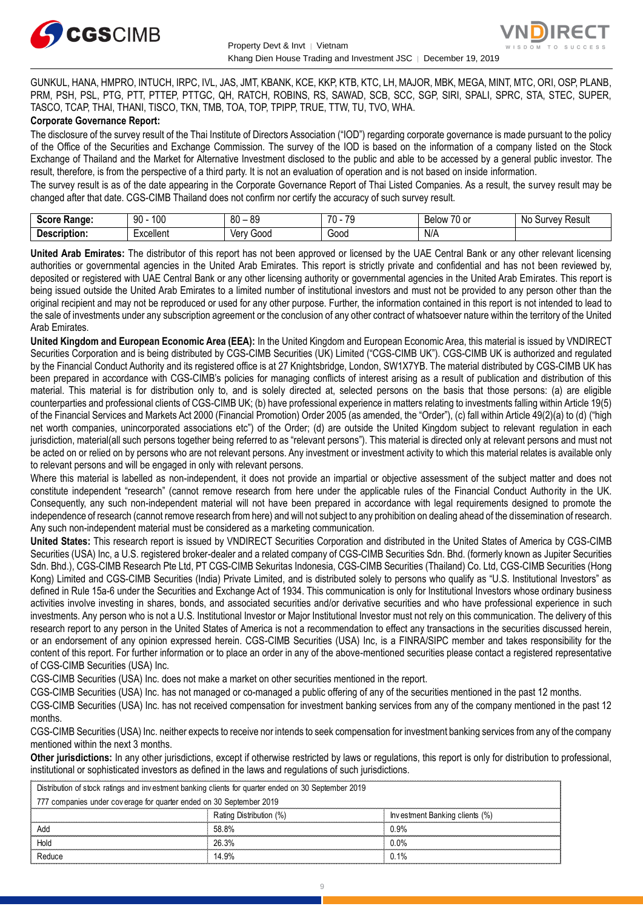GUNKUL, HANA, HMPRO, INTUCH, IRPC, IVL, JAS, JMT, KBANK, KCE, KKP, KTB, KTC, LH, MAJOR, MBK, MEGA, MINT, MTC, ORI, OSP, PLANB, PRM, PSH, PSL, PTG, PTT, PTTEP, PTTGC, QH, RATCH, ROBINS, RS, SAWAD, SCB, SCC, SGP, SIRI, SPALI, SPRC, STA, STEC, SUPER, TASCO, TCAP, THAI, THANI, TISCO, TKN, TMB, TOA, TOP, TPIPP, TRUE, TTW, TU, TVO, WHA.

**Corporate Governance Report:**

The disclosure of the survey result of the Thai Institute of Directors Association ("IOD") regarding corporate governance is made pursuant to the policy of the Office of the Securities and Exchange Commission. The survey of the IOD is based on the information of a company listed on the Stock Exchange of Thailand and the Market for Alternative Investment disclosed to the public and able to be accessed by a general public investor. The result, therefore, is from the perspective of a third party. It is not an evaluation of operation and is not based on inside information.

The survey result is as of the date appearing in the Corporate Governance Report of Thai Listed Companies. As a result, the survey result may be changed after that date. CGS-CIMB Thailand does not confirm nor certify the accuracy of such survey result.

| **Score Range:** | 90 - 100 | 80 – 89 | 70 - 79 | Below 70 or | No Survey Result |
|---|---|---|---|---|---|
| **Description:** | Excellent | Very Good | Good | N/A | |

**United Arab Emirates:** The distributor of this report has not been approved or licensed by the UAE Central Bank or any other relevant licensing authorities or governmental agencies in the United Arab Emirates. This report is strictly private and confidential and has not been reviewed by, deposited or registered with UAE Central Bank or any other licensing authority or governmental agencies in the United Arab Emirates. This report is being issued outside the United Arab Emirates to a limited number of institutional investors and must not be provided to any person other than the original recipient and may not be reproduced or used for any other purpose. Further, the information contained in this report is not intended to lead to the sale of investments under any subscription agreement or the conclusion of any other contract of whatsoever nature within the territory of the United Arab Emirates.

**United Kingdom and European Economic Area (EEA):** In the United Kingdom and European Economic Area, this material is issued by VNDIRECT Securities Corporation and is being distributed by CGS-CIMB Securities (UK) Limited ("CGS-CIMB UK"). CGS-CIMB UK is authorized and regulated by the Financial Conduct Authority and its registered office is at 27 Knightsbridge, London, SW1X7YB. The material distributed by CGS-CIMB UK has been prepared in accordance with CGS-CIMB's policies for managing conflicts of interest arising as a result of publication and distribution of this material. This material is for distribution only to, and is solely directed at, selected persons on the basis that those persons: (a) are eligible counterparties and professional clients of CGS-CIMB UK; (b) have professional experience in matters relating to investments falling within Article 19(5) of the Financial Services and Markets Act 2000 (Financial Promotion) Order 2005 (as amended, the "Order"), (c) fall within Article 49(2)(a) to (d) ("high net worth companies, unincorporated associations etc") of the Order; (d) are outside the United Kingdom subject to relevant regulation in each jurisdiction, material(all such persons together being referred to as "relevant persons"). This material is directed only at relevant persons and must not be acted on or relied on by persons who are not relevant persons. Any investment or investment activity to which this material relates is available only to relevant persons and will be engaged in only with relevant persons.

Where this material is labelled as non-independent, it does not provide an impartial or objective assessment of the subject matter and does not constitute independent "research" (cannot remove research from here under the applicable rules of the Financial Conduct Authority in the UK. Consequently, any such non-independent material will not have been prepared in accordance with legal requirements designed to promote the independence of research (cannot remove research from here) and will not subject to any prohibition on dealing ahead of the dissemination of research. Any such non-independent material must be considered as a marketing communication.

**United States:** This research report is issued by VNDIRECT Securities Corporation and distributed in the United States of America by CGS-CIMB Securities (USA) Inc, a U.S. registered broker-dealer and a related company of CGS-CIMB Securities Sdn. Bhd. (formerly known as Jupiter Securities Sdn. Bhd.), CGS-CIMB Research Pte Ltd, PT CGS-CIMB Sekuritas Indonesia, CGS-CIMB Securities (Thailand) Co. Ltd, CGS-CIMB Securities (Hong Kong) Limited and CGS-CIMB Securities (India) Private Limited, and is distributed solely to persons who qualify as "U.S. Institutional Investors" as defined in Rule 15a-6 under the Securities and Exchange Act of 1934. This communication is only for Institutional Investors whose ordinary business activities involve investing in shares, bonds, and associated securities and/or derivative securities and who have professional experience in such investments. Any person who is not a U.S. Institutional Investor or Major Institutional Investor must not rely on this communication. The delivery of this research report to any person in the United States of America is not a recommendation to effect any transactions in the securities discussed herein, or an endorsement of any opinion expressed herein. CGS-CIMB Securities (USA) Inc, is a FINRA/SIPC member and takes responsibility for the content of this report. For further information or to place an order in any of the above-mentioned securities please contact a registered representative of CGS-CIMB Securities (USA) Inc.

CGS-CIMB Securities (USA) Inc. does not make a market on other securities mentioned in the report.

CGS-CIMB Securities (USA) Inc. has not managed or co-managed a public offering of any of the securities mentioned in the past 12 months.

CGS-CIMB Securities (USA) Inc. has not received compensation for investment banking services from any of the company mentioned in the past 12 months.

CGS-CIMB Securities (USA) Inc. neither expects to receive nor intends to seek compensation for investment banking services from any of the company mentioned within the next 3 months.

**Other jurisdictions:** In any other jurisdictions, except if otherwise restricted by laws or regulations, this report is only for distribution to professional, institutional or sophisticated investors as defined in the laws and regulations of such jurisdictions.

| Distribution of stock ratings and investment banking clients for quarter ended on 30 September 2019 | | |
|---|---|---|
| 777 companies under coverage for quarter ended on 30 September 2019 | | |
| | Rating Distribution (%) | Investment Banking clients (%) |
| Add | 58.8% | 0.9% |
| Hold | 26.3% | 0.0% |
| Reduce | 14.9% | 0.1% |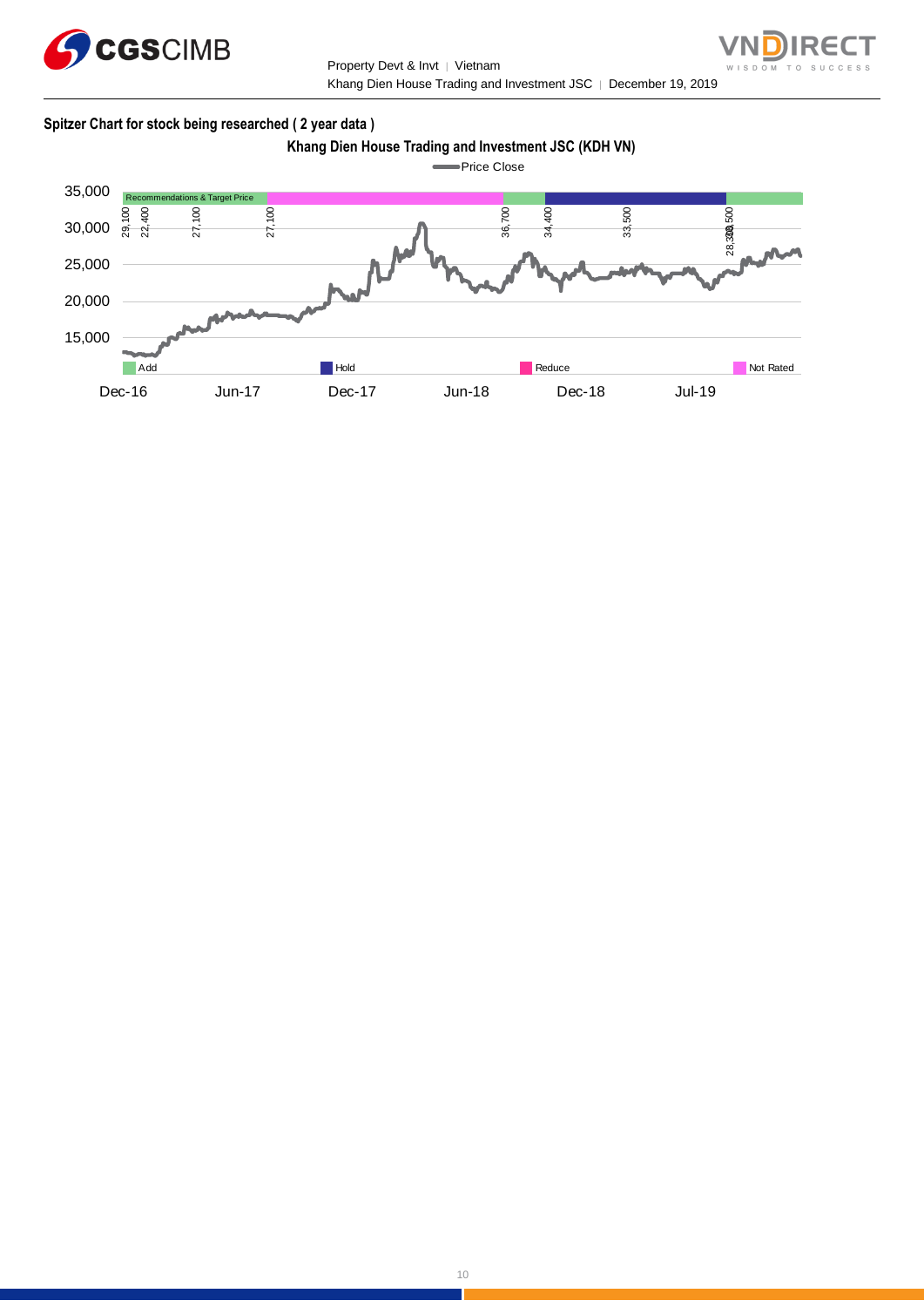**Spitzer Chart for stock being researched ( 2 year data )**

Khang Dien House Trading and Investment JSC (KDH VN)

Price Close

Recommendations & Target Price

29,100 22,400 27,100 27,100 36,700 34,400 33,500 28,300 30,500

Add | Hold | Reduce | Not Rated

Dec-16 Jun-17 Dec-17 Jun-18 Dec-18 Jul-19

35,000 30,000 25,000 20,000 15,000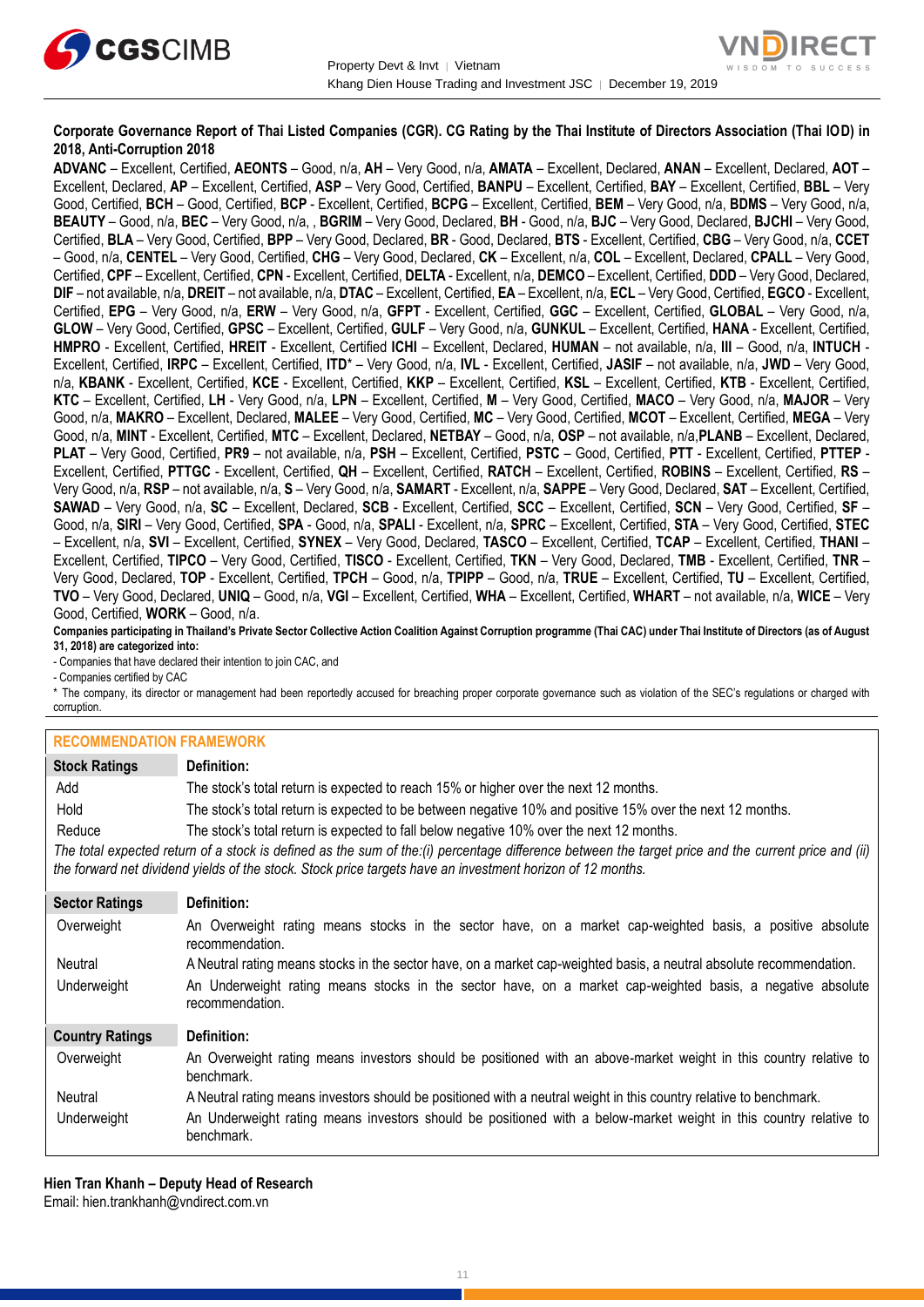**Corporate Governance Report of Thai Listed Companies (CGR). CG Rating by the Thai Institute of Directors Association (Thai IOD) in 2018, Anti-Corruption 2018**

**ADVANC** – Excellent, Certified, **AEONTS** – Good, n/a, **AH** – Very Good, n/a, **AMATA** – Excellent, Declared, **ANAN** – Excellent, Declared, **AOT** – Excellent, Declared, **AP** – Excellent, Certified, **ASP** – Very Good, Certified, **BANPU** – Excellent, Certified, **BAY** – Excellent, Certified, **BBL** – Very Good, Certified, **BCH** – Good, Certified, **BCP** - Excellent, Certified, **BCPG** – Excellent, Certified, **BEM** – Very Good, n/a, **BDMS** – Very Good, n/a, **BEAUTY** – Good, n/a, **BEC** – Very Good, n/a, , **BGRIM** – Very Good, Declared, **BH** - Good, n/a, **BJC** – Very Good, Declared, **BJCHI** – Very Good, Certified, **BLA** – Very Good, Certified, **BPP** – Very Good, Declared, **BR** - Good, Declared, **BTS** - Excellent, Certified, **CBG** – Very Good, n/a, **CCET** – Good, n/a, **CENTEL** – Very Good, Certified, **CHG** – Very Good, Declared, **CK** – Excellent, n/a, **COL** – Excellent, Declared, **CPALL** – Very Good, Certified, **CPF** – Excellent, Certified, **CPN** - Excellent, Certified, **DELTA** - Excellent, n/a, **DEMCO** – Excellent, Certified, **DDD** – Very Good, Declared, **DIF** – not available, n/a, **DREIT** – not available, n/a, **DTAC** – Excellent, Certified, **EA** – Excellent, n/a, **ECL** – Very Good, Certified, **EGCO** - Excellent, Certified, **EPG** – Very Good, n/a, **ERW** – Very Good, n/a, **GFPT** - Excellent, Certified, **GGC** – Excellent, Certified, **GLOBAL** – Very Good, n/a, **GLOW** – Very Good, Certified, **GPSC** – Excellent, Certified, **GULF** – Very Good, n/a, **GUNKUL** – Excellent, Certified, **HANA** - Excellent, Certified, **HMPRO** - Excellent, Certified, **HREIT** - Excellent, Certified **ICHI** – Excellent, Declared, **HUMAN** – not available, n/a, **III** – Good, n/a, **INTUCH** - Excellent, Certified, **IRPC** – Excellent, Certified, **ITD*** – Very Good, n/a, **IVL** - Excellent, Certified, **JASIF** – not available, n/a, **JWD** – Very Good, n/a, **KBANK** - Excellent, Certified, **KCE** - Excellent, Certified, **KKP** – Excellent, Certified, **KSL** – Excellent, Certified, **KTB** - Excellent, Certified, **KTC** – Excellent, Certified, **LH** - Very Good, n/a, **LPN** – Excellent, Certified, **M** – Very Good, Certified, **MACO** – Very Good, n/a, **MAJOR** – Very Good, n/a, **MAKRO** – Excellent, Declared, **MALEE** – Very Good, Certified, **MC** – Very Good, Certified, **MCOT** – Excellent, Certified, **MEGA** – Very Good, n/a, **MINT** - Excellent, Certified, **MTC** – Excellent, Declared, **NETBAY** – Good, n/a, **OSP** – not available, n/a,**PLANB** – Excellent, Declared, **PLAT** – Very Good, Certified, **PR9** – not available, n/a, **PSH** – Excellent, Certified, **PSTC** – Good, Certified, **PTT** - Excellent, Certified, **PTTEP** - Excellent, Certified, **PTTGC** - Excellent, Certified, **QH** – Excellent, Certified, **RATCH** – Excellent, Certified, **ROBINS** – Excellent, Certified, **RS** – Very Good, n/a, **RSP** – not available, n/a, **S** – Very Good, n/a, **SAMART** - Excellent, n/a, **SAPPE** – Very Good, Declared, **SAT** – Excellent, Certified, **SAWAD** – Very Good, n/a, **SC** – Excellent, Declared, **SCB** - Excellent, Certified, **SCC** – Excellent, Certified, **SCN** – Very Good, Certified, **SF** – Good, n/a, **SIRI** – Very Good, Certified, **SPA** - Good, n/a, **SPALI** - Excellent, n/a, **SPRC** – Excellent, Certified, **STA** – Very Good, Certified, **STEC** – Excellent, n/a, **SVI** – Excellent, Certified, **SYNEX** – Very Good, Declared, **TASCO** – Excellent, Certified, **TCAP** – Excellent, Certified, **THANI** – Excellent, Certified, **TIPCO** – Very Good, Certified, **TISCO** - Excellent, Certified, **TKN** – Very Good, Declared, **TMB** - Excellent, Certified, **TNR** – Very Good, Declared, **TOP** - Excellent, Certified, **TPCH** – Good, n/a, **TPIPP** – Good, n/a, **TRUE** – Excellent, Certified, **TU** – Excellent, Certified, **TVO** – Very Good, Declared, **UNIQ** – Good, n/a, **VGI** – Excellent, Certified, **WHA** – Excellent, Certified, **WHART** – not available, n/a, **WICE** – Very Good, Certified, **WORK** – Good, n/a.

**Companies participating in Thailand's Private Sector Collective Action Coalition Against Corruption programme (Thai CAC) under Thai Institute of Directors (as of August 31, 2018) are categorized into:**

- Companies that have declared their intention to join CAC, and
- Companies certified by CAC

\* The company, its director or management had been reportedly accused for breaching proper corporate governance such as violation of the SEC's regulations or charged with corruption.

## RECOMMENDATION FRAMEWORK

| Stock Ratings | Definition: |
|---|---|
| Add | The stock's total return is expected to reach 15% or higher over the next 12 months. |
| Hold | The stock's total return is expected to be between negative 10% and positive 15% over the next 12 months. |
| Reduce | The stock's total return is expected to fall below negative 10% over the next 12 months. |

*The total expected return of a stock is defined as the sum of the:(i) percentage difference between the target price and the current price and (ii) the forward net dividend yields of the stock. Stock price targets have an investment horizon of 12 months.*

| Sector Ratings | Definition: |
|---|---|
| Overweight | An Overweight rating means stocks in the sector have, on a market cap-weighted basis, a positive absolute recommendation. |
| Neutral | A Neutral rating means stocks in the sector have, on a market cap-weighted basis, a neutral absolute recommendation. |
| Underweight | An Underweight rating means stocks in the sector have, on a market cap-weighted basis, a negative absolute recommendation. |

| Country Ratings | Definition: |
|---|---|
| Overweight | An Overweight rating means investors should be positioned with an above-market weight in this country relative to benchmark. |
| Neutral | A Neutral rating means investors should be positioned with a neutral weight in this country relative to benchmark. |
| Underweight | An Underweight rating means investors should be positioned with a below-market weight in this country relative to benchmark. |

**Hien Tran Khanh – Deputy Head of Research**
Email: hien.trankhanh@vndirect.com.vn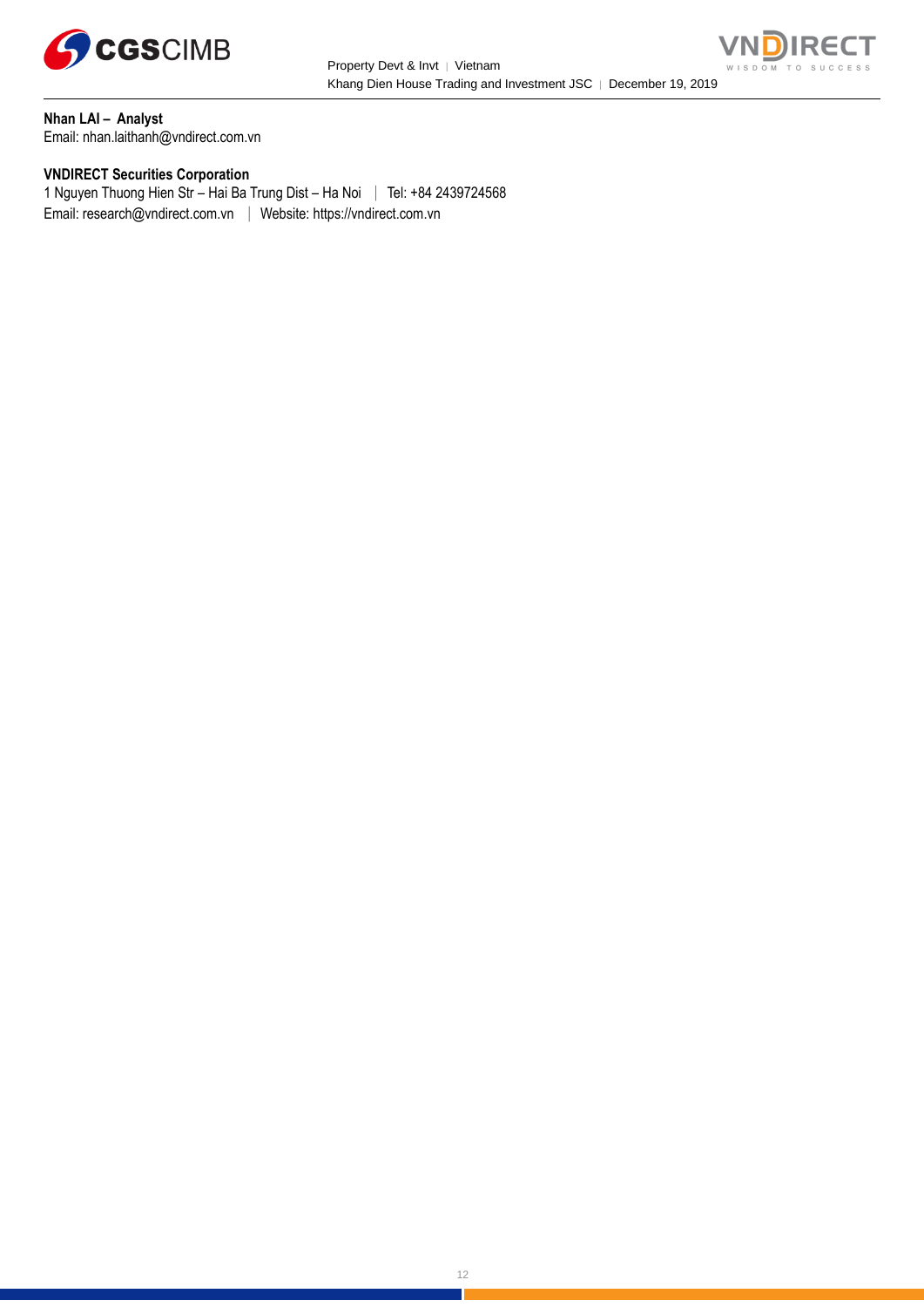**Nhan LAI – Analyst**
Email: nhan.laithanh@vndirect.com.vn

**VNDIRECT Securities Corporation**
1 Nguyen Thuong Hien Str – Hai Ba Trung Dist – Ha Noi | Tel: +84 2439724568
Email: research@vndirect.com.vn | Website: https://vndirect.com.vn